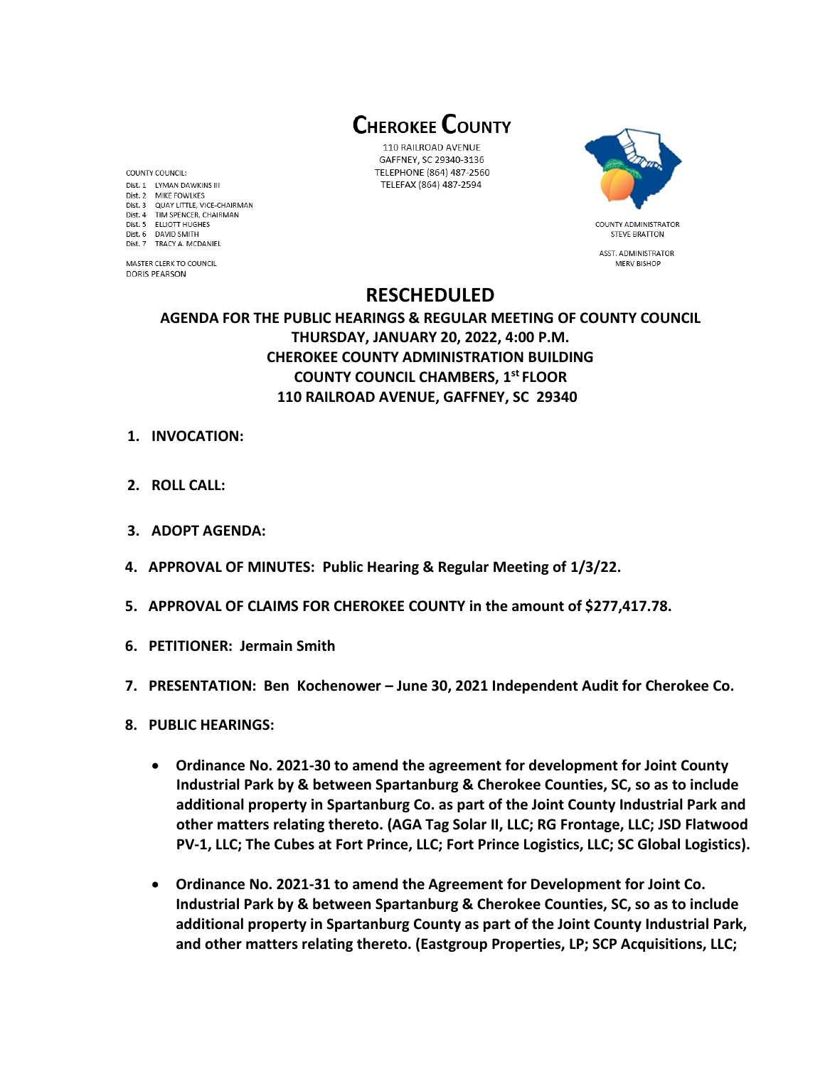# CHEROKEE COUNTY

110 RAILROAD AVENUE
GAFFNEY, SC 29340-3136
TELEPHONE (864) 487-2560
TELEFAX (864) 487-2594

COUNTY COUNCIL:
Dist. 1 LYMAN DAWKINS III
Dist. 2 MIKE FOWLKES
Dist. 3 QUAY LITTLE, VICE-CHAIRMAN
Dist. 4 TIM SPENCER, CHAIRMAN
Dist. 5 ELLIOTT HUGHES
Dist. 6 DAVID SMITH
Dist. 7 TRACY A. MCDANIEL

MASTER CLERK TO COUNCIL
DORIS PEARSON

COUNTY ADMINISTRATOR
STEVE BRATTON

ASST. ADMINISTRATOR
MERV BISHOP

## RESCHEDULED

### AGENDA FOR THE PUBLIC HEARINGS & REGULAR MEETING OF COUNTY COUNCIL
### THURSDAY, JANUARY 20, 2022, 4:00 P.M.
### CHEROKEE COUNTY ADMINISTRATION BUILDING
### COUNTY COUNCIL CHAMBERS, 1st FLOOR
### 110 RAILROAD AVENUE, GAFFNEY, SC 29340

1. **INVOCATION:**

2. **ROLL CALL:**

3. **ADOPT AGENDA:**

4. **APPROVAL OF MINUTES: Public Hearing & Regular Meeting of 1/3/22.**

5. **APPROVAL OF CLAIMS FOR CHEROKEE COUNTY in the amount of $277,417.78.**

6. **PETITIONER: Jermain Smith**

7. **PRESENTATION: Ben Kochenower – June 30, 2021 Independent Audit for Cherokee Co.**

8. **PUBLIC HEARINGS:**

   - **Ordinance No. 2021-30 to amend the agreement for development for Joint County Industrial Park by & between Spartanburg & Cherokee Counties, SC, so as to include additional property in Spartanburg Co. as part of the Joint County Industrial Park and other matters relating thereto. (AGA Tag Solar II, LLC; RG Frontage, LLC; JSD Flatwood PV-1, LLC; The Cubes at Fort Prince, LLC; Fort Prince Logistics, LLC; SC Global Logistics).**

   - **Ordinance No. 2021-31 to amend the Agreement for Development for Joint Co. Industrial Park by & between Spartanburg & Cherokee Counties, SC, so as to include additional property in Spartanburg County as part of the Joint County Industrial Park, and other matters relating thereto. (Eastgroup Properties, LP; SCP Acquisitions, LLC;**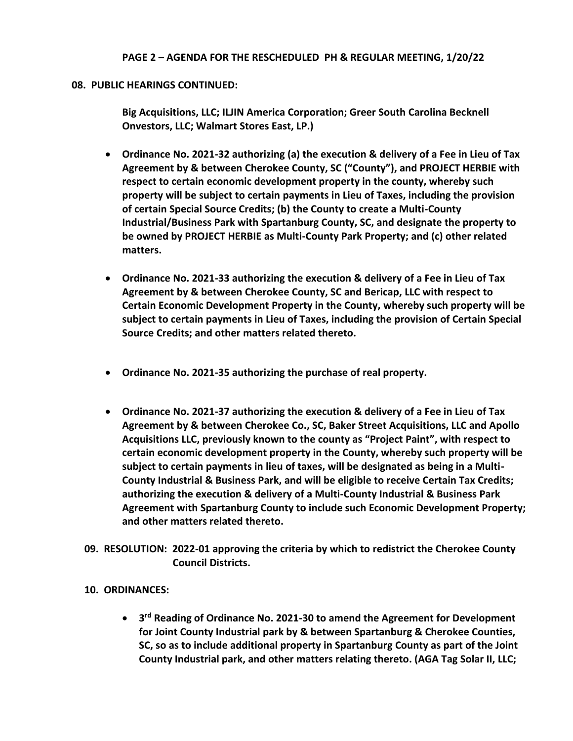**08. PUBLIC HEARINGS CONTINUED:**

**Big Acquisitions, LLC; ILJIN America Corporation; Greer South Carolina Becknell Onvestors, LLC; Walmart Stores East, LP.)**

- **Ordinance No. 2021-32 authorizing (a) the execution & delivery of a Fee in Lieu of Tax Agreement by & between Cherokee County, SC ("County"), and PROJECT HERBIE with respect to certain economic development property in the county, whereby such property will be subject to certain payments in Lieu of Taxes, including the provision of certain Special Source Credits; (b) the County to create a Multi-County Industrial/Business Park with Spartanburg County, SC, and designate the property to be owned by PROJECT HERBIE as Multi-County Park Property; and (c) other related matters.**

- **Ordinance No. 2021-33 authorizing the execution & delivery of a Fee in Lieu of Tax Agreement by & between Cherokee County, SC and Bericap, LLC with respect to Certain Economic Development Property in the County, whereby such property will be subject to certain payments in Lieu of Taxes, including the provision of Certain Special Source Credits; and other matters related thereto.**

- **Ordinance No. 2021-35 authorizing the purchase of real property.**

- **Ordinance No. 2021-37 authorizing the execution & delivery of a Fee in Lieu of Tax Agreement by & between Cherokee Co., SC, Baker Street Acquisitions, LLC and Apollo Acquisitions LLC, previously known to the county as "Project Paint", with respect to certain economic development property in the County, whereby such property will be subject to certain payments in lieu of taxes, will be designated as being in a Multi-County Industrial & Business Park, and will be eligible to receive Certain Tax Credits; authorizing the execution & delivery of a Multi-County Industrial & Business Park Agreement with Spartanburg County to include such Economic Development Property; and other matters related thereto.**

**09. RESOLUTION: 2022-01 approving the criteria by which to redistrict the Cherokee County Council Districts.**

**10. ORDINANCES:**

- **3rd Reading of Ordinance No. 2021-30 to amend the Agreement for Development for Joint County Industrial park by & between Spartanburg & Cherokee Counties, SC, so as to include additional property in Spartanburg County as part of the Joint County Industrial park, and other matters relating thereto. (AGA Tag Solar II, LLC;**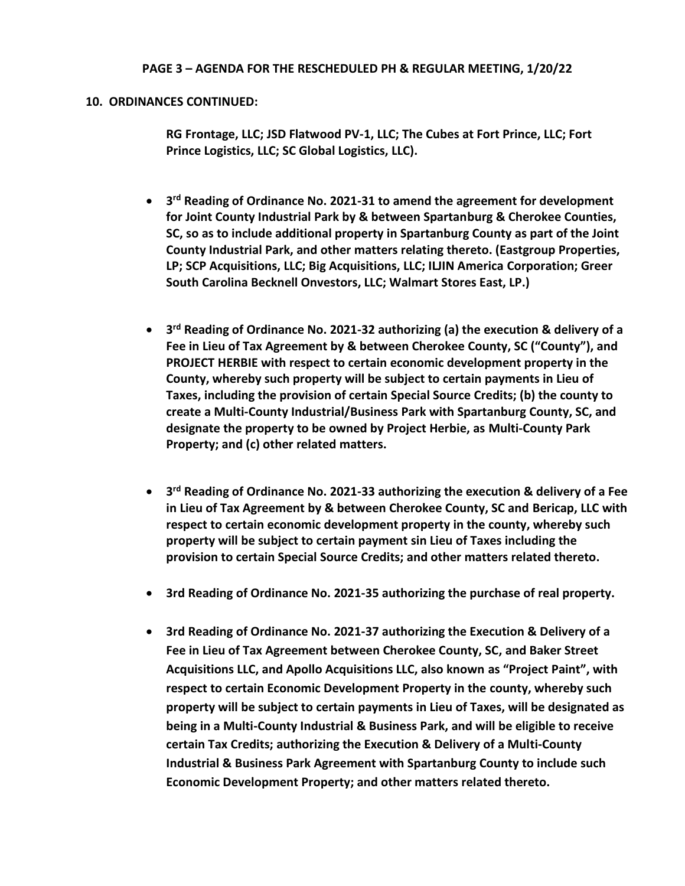## 10. ORDINANCES CONTINUED:

**RG Frontage, LLC; JSD Flatwood PV-1, LLC; The Cubes at Fort Prince, LLC; Fort Prince Logistics, LLC; SC Global Logistics, LLC).**

- **3rd Reading of Ordinance No. 2021-31 to amend the agreement for development for Joint County Industrial Park by & between Spartanburg & Cherokee Counties, SC, so as to include additional property in Spartanburg County as part of the Joint County Industrial Park, and other matters relating thereto. (Eastgroup Properties, LP; SCP Acquisitions, LLC; Big Acquisitions, LLC; ILJIN America Corporation; Greer South Carolina Becknell Onvestors, LLC; Walmart Stores East, LP.)**

- **3rd Reading of Ordinance No. 2021-32 authorizing (a) the execution & delivery of a Fee in Lieu of Tax Agreement by & between Cherokee County, SC ("County"), and PROJECT HERBIE with respect to certain economic development property in the County, whereby such property will be subject to certain payments in Lieu of Taxes, including the provision of certain Special Source Credits; (b) the county to create a Multi-County Industrial/Business Park with Spartanburg County, SC, and designate the property to be owned by Project Herbie, as Multi-County Park Property; and (c) other related matters.**

- **3rd Reading of Ordinance No. 2021-33 authorizing the execution & delivery of a Fee in Lieu of Tax Agreement by & between Cherokee County, SC and Bericap, LLC with respect to certain economic development property in the county, whereby such property will be subject to certain payment sin Lieu of Taxes including the provision to certain Special Source Credits; and other matters related thereto.**

- **3rd Reading of Ordinance No. 2021-35 authorizing the purchase of real property.**

- **3rd Reading of Ordinance No. 2021-37 authorizing the Execution & Delivery of a Fee in Lieu of Tax Agreement between Cherokee County, SC, and Baker Street Acquisitions LLC, and Apollo Acquisitions LLC, also known as "Project Paint", with respect to certain Economic Development Property in the county, whereby such property will be subject to certain payments in Lieu of Taxes, will be designated as being in a Multi-County Industrial & Business Park, and will be eligible to receive certain Tax Credits; authorizing the Execution & Delivery of a Multi-County Industrial & Business Park Agreement with Spartanburg County to include such Economic Development Property; and other matters related thereto.**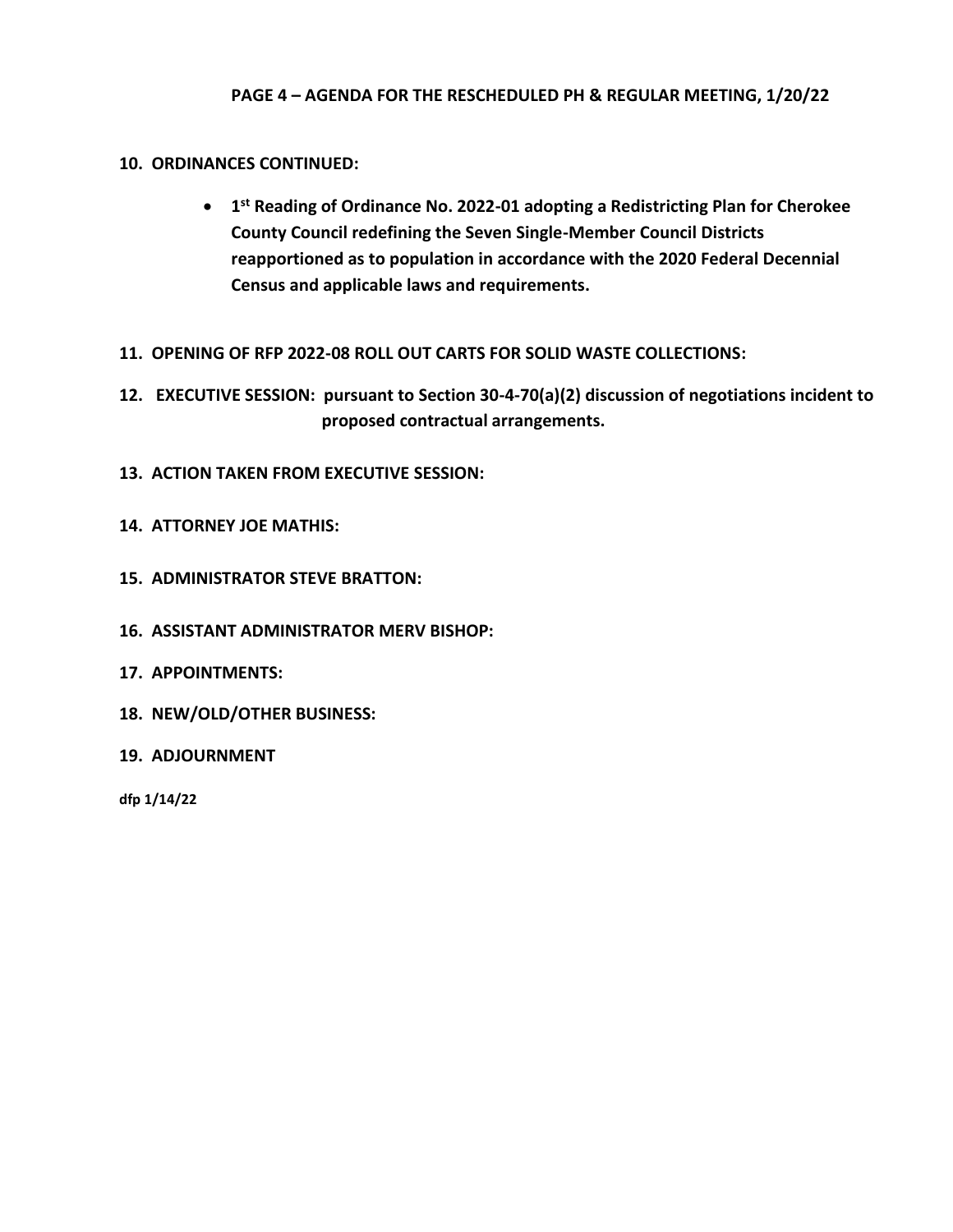**10. ORDINANCES CONTINUED:**

- **1st Reading of Ordinance No. 2022-01 adopting a Redistricting Plan for Cherokee County Council redefining the Seven Single-Member Council Districts reapportioned as to population in accordance with the 2020 Federal Decennial Census and applicable laws and requirements.**

**11. OPENING OF RFP 2022-08 ROLL OUT CARTS FOR SOLID WASTE COLLECTIONS:**

**12. EXECUTIVE SESSION: pursuant to Section 30-4-70(a)(2) discussion of negotiations incident to proposed contractual arrangements.**

**13. ACTION TAKEN FROM EXECUTIVE SESSION:**

**14. ATTORNEY JOE MATHIS:**

**15. ADMINISTRATOR STEVE BRATTON:**

**16. ASSISTANT ADMINISTRATOR MERV BISHOP:**

**17. APPOINTMENTS:**

**18. NEW/OLD/OTHER BUSINESS:**

**19. ADJOURNMENT**

**dfp 1/14/22**